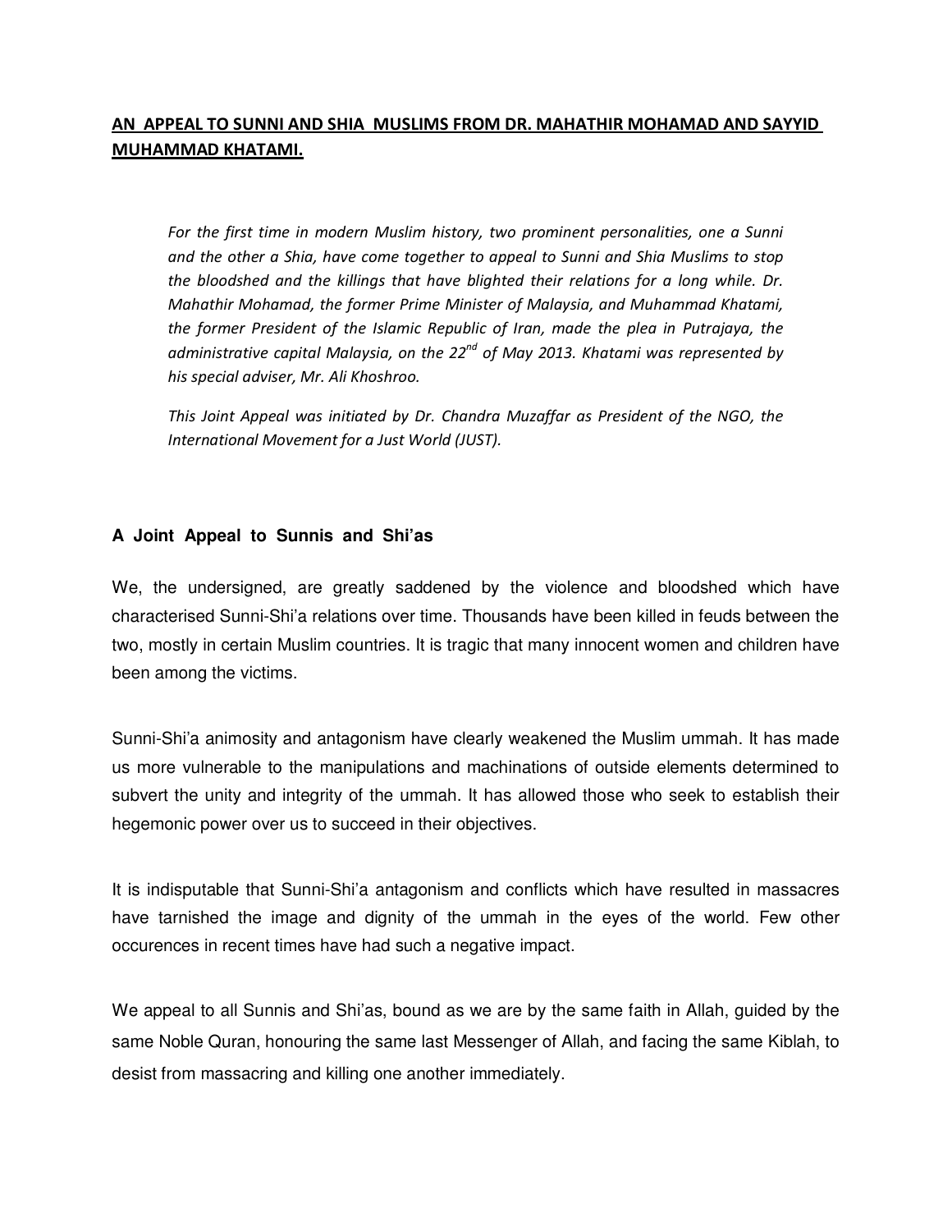## AN APPEAL TO SUNNI AND SHIA MUSLIMS FROM DR. MAHATHIR MOHAMAD AND SAYYID MUHAMMAD KHATAMI.

*For the first time in modern Muslim history, two prominent personalities, one a Sunni and the other a Shia, have come together to appeal to Sunni and Shia Muslims to stop the bloodshed and the killings that have blighted their relations for a long while. Dr. Mahathir Mohamad, the former Prime Minister of Malaysia, and Muhammad Khatami, the former President of the Islamic Republic of Iran, made the plea in Putrajaya, the administrative capital Malaysia, on the 22nd of May 2013. Khatami was represented by his special adviser, Mr. Ali Khoshroo.*

*This Joint Appeal was initiated by Dr. Chandra Muzaffar as President of the NGO, the International Movement for a Just World (JUST).*

### A Joint Appeal to Sunnis and Shi'as

We, the undersigned, are greatly saddened by the violence and bloodshed which have characterised Sunni-Shi'a relations over time. Thousands have been killed in feuds between the two, mostly in certain Muslim countries. It is tragic that many innocent women and children have been among the victims.

Sunni-Shi'a animosity and antagonism have clearly weakened the Muslim ummah. It has made us more vulnerable to the manipulations and machinations of outside elements determined to subvert the unity and integrity of the ummah. It has allowed those who seek to establish their hegemonic power over us to succeed in their objectives.

It is indisputable that Sunni-Shi'a antagonism and conflicts which have resulted in massacres have tarnished the image and dignity of the ummah in the eyes of the world. Few other occurences in recent times have had such a negative impact.

We appeal to all Sunnis and Shi'as, bound as we are by the same faith in Allah, guided by the same Noble Quran, honouring the same last Messenger of Allah, and facing the same Kiblah, to desist from massacring and killing one another immediately.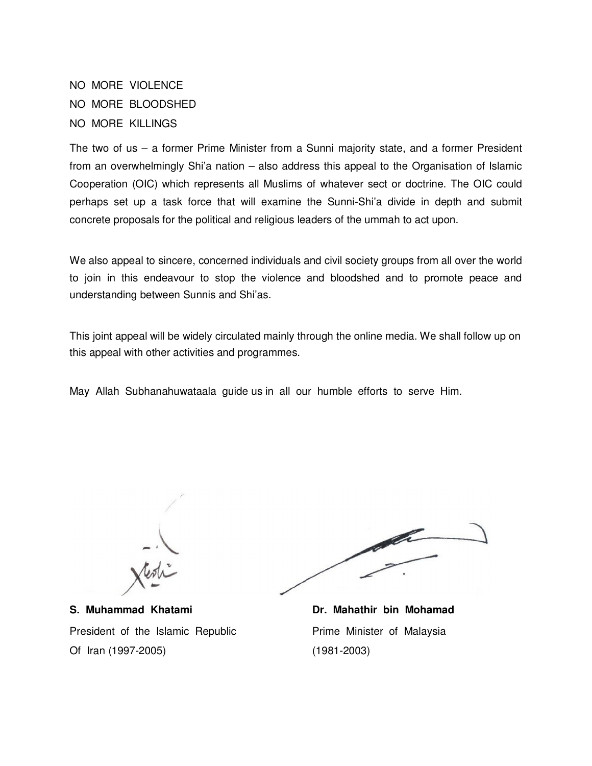NO MORE VIOLENCE
NO MORE BLOODSHED
NO MORE KILLINGS

The two of us – a former Prime Minister from a Sunni majority state, and a former President from an overwhelmingly Shi'a nation – also address this appeal to the Organisation of Islamic Cooperation (OIC) which represents all Muslims of whatever sect or doctrine. The OIC could perhaps set up a task force that will examine the Sunni-Shi'a divide in depth and submit concrete proposals for the political and religious leaders of the ummah to act upon.

We also appeal to sincere, concerned individuals and civil society groups from all over the world to join in this endeavour to stop the violence and bloodshed and to promote peace and understanding between Sunnis and Shi'as.

This joint appeal will be widely circulated mainly through the online media. We shall follow up on this appeal with other activities and programmes.

May Allah Subhanahuwataala guide us in all our humble efforts to serve Him.

**S. Muhammad Khatami**
President of the Islamic Republic
Of Iran (1997-2005)

**Dr. Mahathir bin Mohamad**
Prime Minister of Malaysia
(1981-2003)